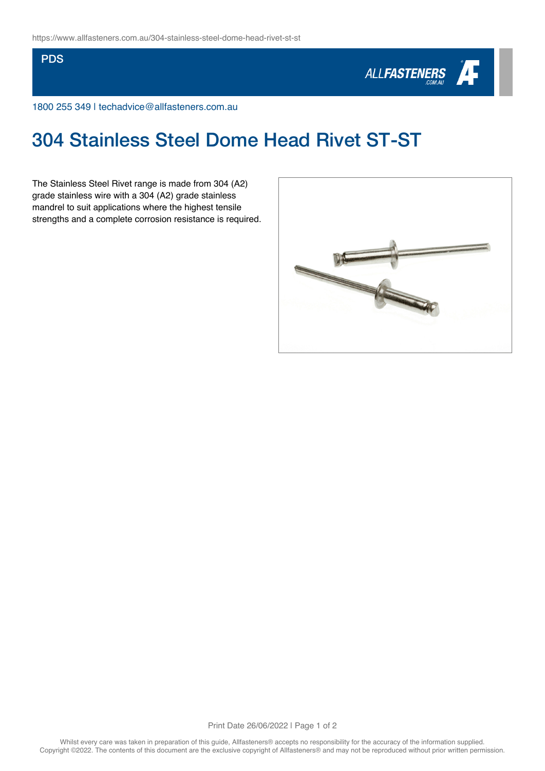https://www.allfasteners.com.au/304-stainless-steel-dome-head-rivet-st-st

PDS

1800 255 349 | techadvice@allfasteners.com.au

# 304 Stainless Steel Dome Head Rivet ST-ST

The Stainless Steel Rivet range is made from 304 (A2) grade stainless wire with a 304 (A2) grade stainless mandrel to suit applications where the highest tensile strengths and a complete corrosion resistance is required.

Whilst every care was taken in preparation of this guide, Allfasteners® accepts no responsibility for the accuracy of the information supplied.
Copyright ©2022. The contents of this document are the exclusive copyright of Allfasteners® and may not be reproduced without prior written permission.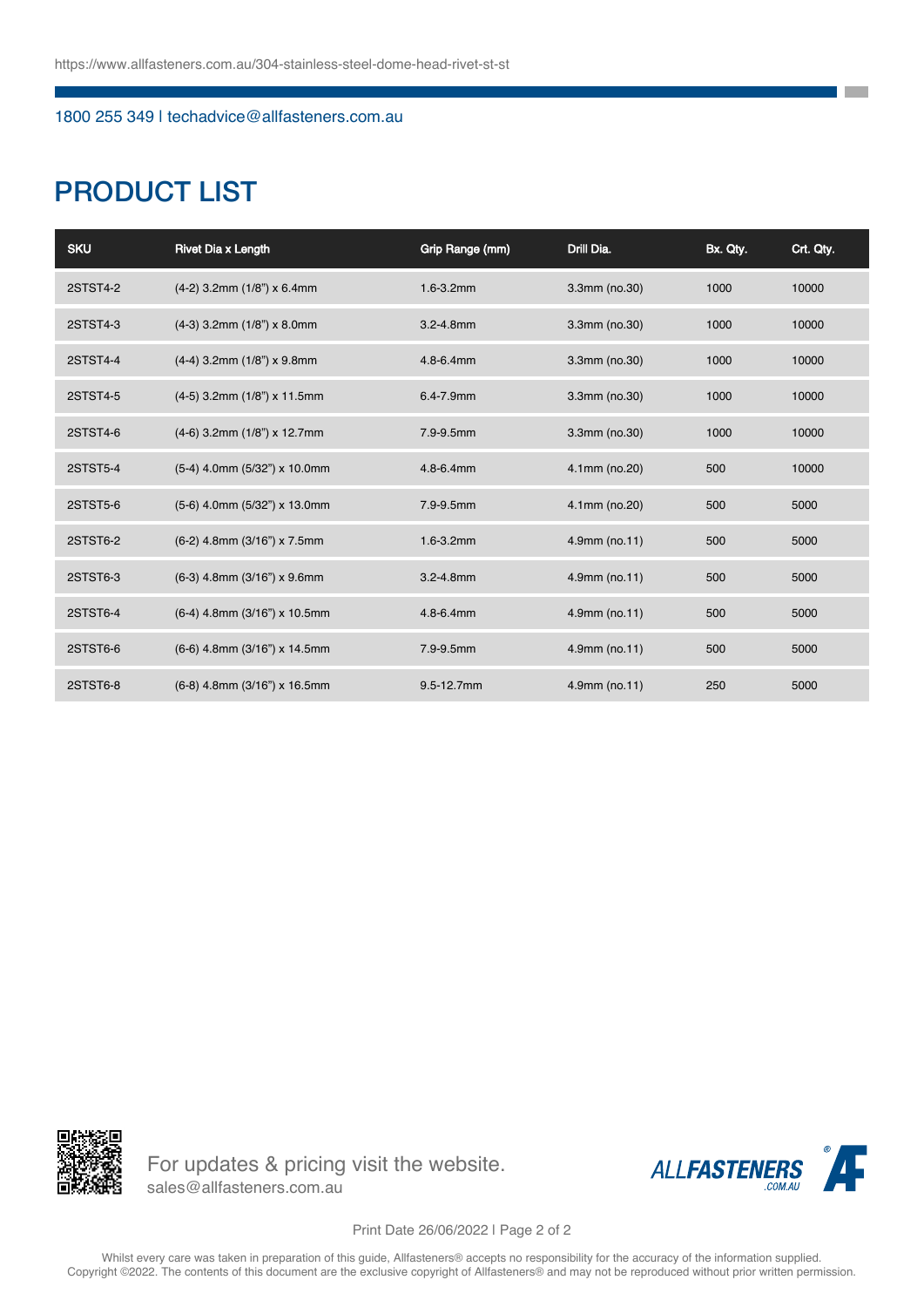# PRODUCT LIST

| SKU | Rivet Dia x Length | Grip Range (mm) | Drill Dia. | Bx. Qty. | Crt. Qty. |
|---|---|---|---|---|---|
| 2STST4-2 | (4-2) 3.2mm (1/8") x 6.4mm | 1.6-3.2mm | 3.3mm (no.30) | 1000 | 10000 |
| 2STST4-3 | (4-3) 3.2mm (1/8") x 8.0mm | 3.2-4.8mm | 3.3mm (no.30) | 1000 | 10000 |
| 2STST4-4 | (4-4) 3.2mm (1/8") x 9.8mm | 4.8-6.4mm | 3.3mm (no.30) | 1000 | 10000 |
| 2STST4-5 | (4-5) 3.2mm (1/8") x 11.5mm | 6.4-7.9mm | 3.3mm (no.30) | 1000 | 10000 |
| 2STST4-6 | (4-6) 3.2mm (1/8") x 12.7mm | 7.9-9.5mm | 3.3mm (no.30) | 1000 | 10000 |
| 2STST5-4 | (5-4) 4.0mm (5/32") x 10.0mm | 4.8-6.4mm | 4.1mm (no.20) | 500 | 10000 |
| 2STST5-6 | (5-6) 4.0mm (5/32") x 13.0mm | 7.9-9.5mm | 4.1mm (no.20) | 500 | 5000 |
| 2STST6-2 | (6-2) 4.8mm (3/16") x 7.5mm | 1.6-3.2mm | 4.9mm (no.11) | 500 | 5000 |
| 2STST6-3 | (6-3) 4.8mm (3/16") x 9.6mm | 3.2-4.8mm | 4.9mm (no.11) | 500 | 5000 |
| 2STST6-4 | (6-4) 4.8mm (3/16") x 10.5mm | 4.8-6.4mm | 4.9mm (no.11) | 500 | 5000 |
| 2STST6-6 | (6-6) 4.8mm (3/16") x 14.5mm | 7.9-9.5mm | 4.9mm (no.11) | 500 | 5000 |
| 2STST6-8 | (6-8) 4.8mm (3/16") x 16.5mm | 9.5-12.7mm | 4.9mm (no.11) | 250 | 5000 |

For updates & pricing visit the website.
sales@allfasteners.com.au

Whilst every care was taken in preparation of this guide, Allfasteners® accepts no responsibility for the accuracy of the information supplied.
Copyright ©2022. The contents of this document are the exclusive copyright of Allfasteners® and may not be reproduced without prior written permission.